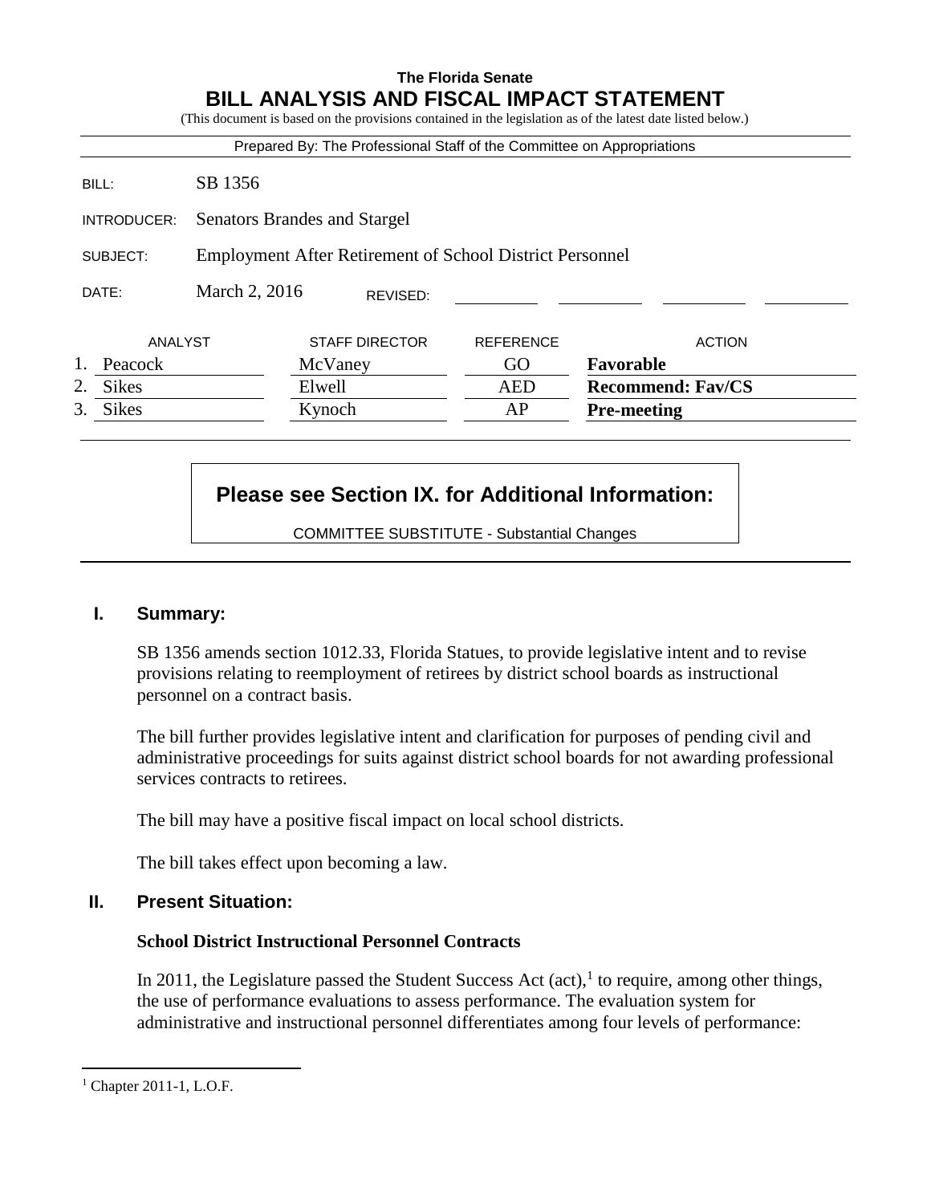**The Florida Senate**

# BILL ANALYSIS AND FISCAL IMPACT STATEMENT

(This document is based on the provisions contained in the legislation as of the latest date listed below.)

Prepared By: The Professional Staff of the Committee on Appropriations

| | |
|---|---|
| BILL: | SB 1356 |
| INTRODUCER: | Senators Brandes and Stargel |
| SUBJECT: | Employment After Retirement of School District Personnel |
| DATE: | March 2, 2016 REVISED: |

| | ANALYST | STAFF DIRECTOR | REFERENCE | ACTION |
|---|---|---|---|---|
| 1. | Peacock | McVaney | GO | **Favorable** |
| 2. | Sikes | Elwell | AED | **Recommend: Fav/CS** |
| 3. | Sikes | Kynoch | AP | **Pre-meeting** |

**Please see Section IX. for Additional Information:**

COMMITTEE SUBSTITUTE - Substantial Changes

## I. Summary:

SB 1356 amends section 1012.33, Florida Statues, to provide legislative intent and to revise provisions relating to reemployment of retirees by district school boards as instructional personnel on a contract basis.

The bill further provides legislative intent and clarification for purposes of pending civil and administrative proceedings for suits against district school boards for not awarding professional services contracts to retirees.

The bill may have a positive fiscal impact on local school districts.

The bill takes effect upon becoming a law.

## II. Present Situation:

**School District Instructional Personnel Contracts**

In 2011, the Legislature passed the Student Success Act (act),[1] to require, among other things, the use of performance evaluations to assess performance. The evaluation system for administrative and instructional personnel differentiates among four levels of performance:

[1] Chapter 2011-1, L.O.F.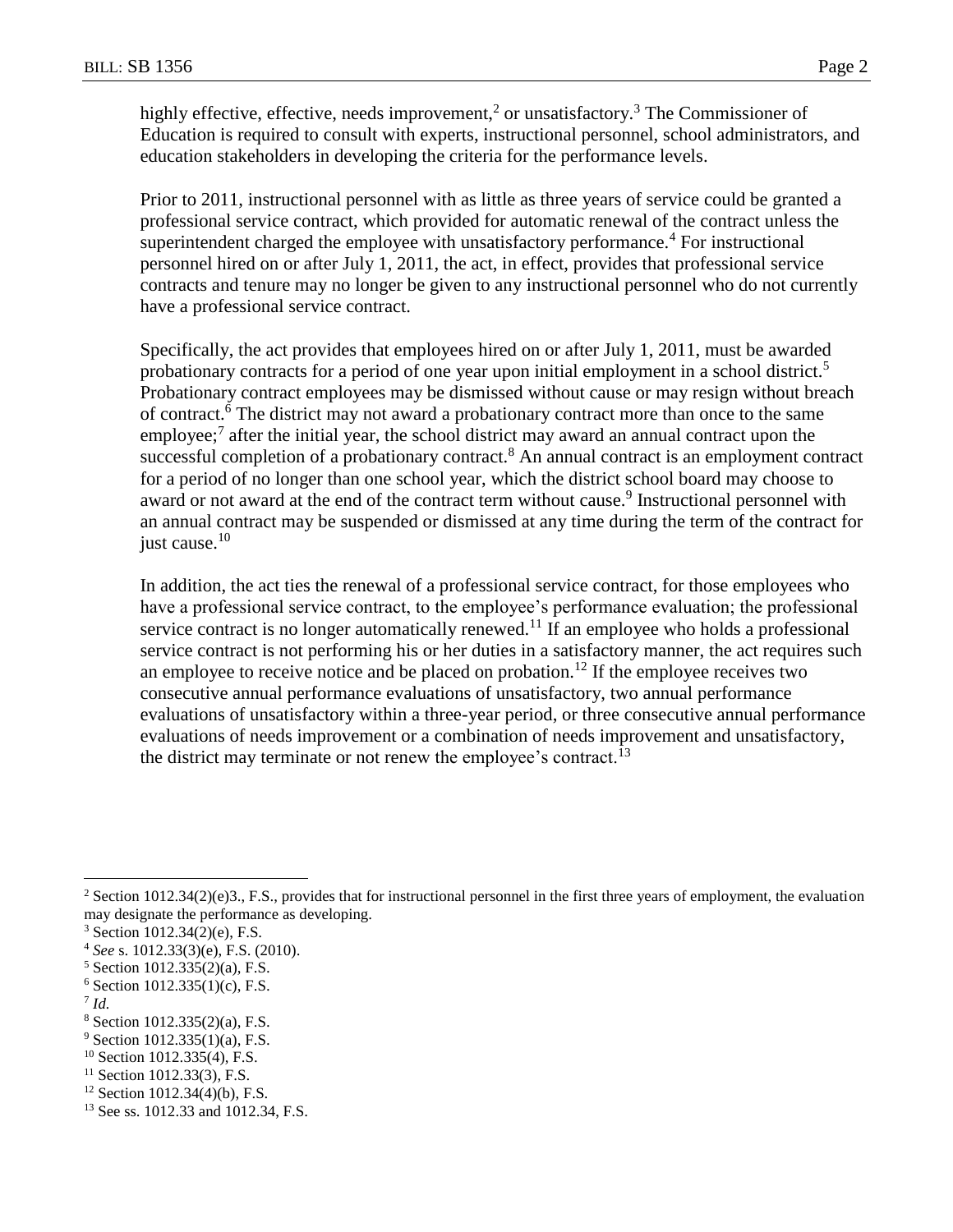highly effective, effective, needs improvement,[2] or unsatisfactory.[3] The Commissioner of Education is required to consult with experts, instructional personnel, school administrators, and education stakeholders in developing the criteria for the performance levels.

Prior to 2011, instructional personnel with as little as three years of service could be granted a professional service contract, which provided for automatic renewal of the contract unless the superintendent charged the employee with unsatisfactory performance.[4] For instructional personnel hired on or after July 1, 2011, the act, in effect, provides that professional service contracts and tenure may no longer be given to any instructional personnel who do not currently have a professional service contract.

Specifically, the act provides that employees hired on or after July 1, 2011, must be awarded probationary contracts for a period of one year upon initial employment in a school district.[5] Probationary contract employees may be dismissed without cause or may resign without breach of contract.[6] The district may not award a probationary contract more than once to the same employee;[7] after the initial year, the school district may award an annual contract upon the successful completion of a probationary contract.[8] An annual contract is an employment contract for a period of no longer than one school year, which the district school board may choose to award or not award at the end of the contract term without cause.[9] Instructional personnel with an annual contract may be suspended or dismissed at any time during the term of the contract for just cause.[10]

In addition, the act ties the renewal of a professional service contract, for those employees who have a professional service contract, to the employee's performance evaluation; the professional service contract is no longer automatically renewed.[11] If an employee who holds a professional service contract is not performing his or her duties in a satisfactory manner, the act requires such an employee to receive notice and be placed on probation.[12] If the employee receives two consecutive annual performance evaluations of unsatisfactory, two annual performance evaluations of unsatisfactory within a three-year period, or three consecutive annual performance evaluations of needs improvement or a combination of needs improvement and unsatisfactory, the district may terminate or not renew the employee's contract.[13]

---

[2] Section 1012.34(2)(e)3., F.S., provides that for instructional personnel in the first three years of employment, the evaluation may designate the performance as developing.

[3] Section 1012.34(2)(e), F.S.

[4] *See* s. 1012.33(3)(e), F.S. (2010).

[5] Section 1012.335(2)(a), F.S.

[6] Section 1012.335(1)(c), F.S.

[7] *Id.*

[8] Section 1012.335(2)(a), F.S.

[9] Section 1012.335(1)(a), F.S.

[10] Section 1012.335(4), F.S.

[11] Section 1012.33(3), F.S.

[12] Section 1012.34(4)(b), F.S.

[13] See ss. 1012.33 and 1012.34, F.S.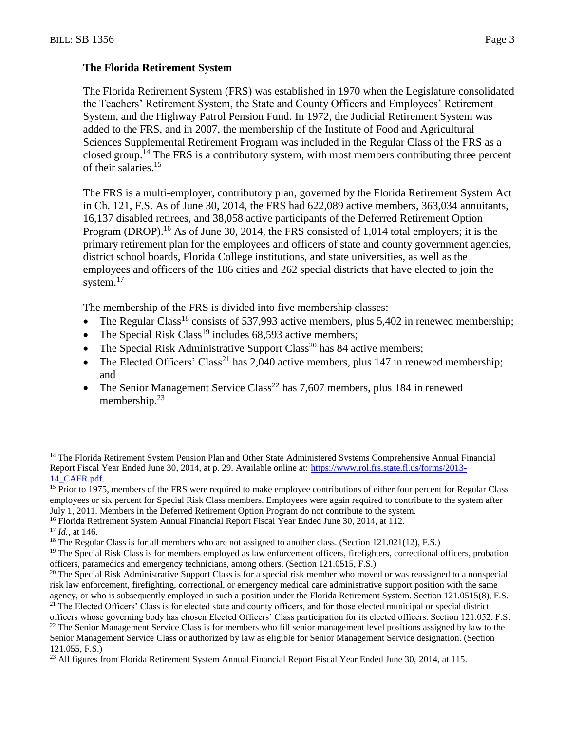### The Florida Retirement System

The Florida Retirement System (FRS) was established in 1970 when the Legislature consolidated the Teachers' Retirement System, the State and County Officers and Employees' Retirement System, and the Highway Patrol Pension Fund. In 1972, the Judicial Retirement System was added to the FRS, and in 2007, the membership of the Institute of Food and Agricultural Sciences Supplemental Retirement Program was included in the Regular Class of the FRS as a closed group.[14] The FRS is a contributory system, with most members contributing three percent of their salaries.[15]

The FRS is a multi-employer, contributory plan, governed by the Florida Retirement System Act in Ch. 121, F.S. As of June 30, 2014, the FRS had 622,089 active members, 363,034 annuitants, 16,137 disabled retirees, and 38,058 active participants of the Deferred Retirement Option Program (DROP).[16] As of June 30, 2014, the FRS consisted of 1,014 total employers; it is the primary retirement plan for the employees and officers of state and county government agencies, district school boards, Florida College institutions, and state universities, as well as the employees and officers of the 186 cities and 262 special districts that have elected to join the system.[17]

The membership of the FRS is divided into five membership classes:

- The Regular Class[18] consists of 537,993 active members, plus 5,402 in renewed membership;
- The Special Risk Class[19] includes 68,593 active members;
- The Special Risk Administrative Support Class[20] has 84 active members;
- The Elected Officers' Class[21] has 2,040 active members, plus 147 in renewed membership; and
- The Senior Management Service Class[22] has 7,607 members, plus 184 in renewed membership.[23]

---

[14] The Florida Retirement System Pension Plan and Other State Administered Systems Comprehensive Annual Financial Report Fiscal Year Ended June 30, 2014, at p. 29. Available online at: https://www.rol.frs.state.fl.us/forms/2013-14_CAFR.pdf.

[15] Prior to 1975, members of the FRS were required to make employee contributions of either four percent for Regular Class employees or six percent for Special Risk Class members. Employees were again required to contribute to the system after July 1, 2011. Members in the Deferred Retirement Option Program do not contribute to the system.

[16] Florida Retirement System Annual Financial Report Fiscal Year Ended June 30, 2014, at 112.

[17] *Id.*, at 146.

[18] The Regular Class is for all members who are not assigned to another class. (Section 121.021(12), F.S.)

[19] The Special Risk Class is for members employed as law enforcement officers, firefighters, correctional officers, probation officers, paramedics and emergency technicians, among others. (Section 121.0515, F.S.)

[20] The Special Risk Administrative Support Class is for a special risk member who moved or was reassigned to a nonspecial risk law enforcement, firefighting, correctional, or emergency medical care administrative support position with the same agency, or who is subsequently employed in such a position under the Florida Retirement System. Section 121.0515(8), F.S.

[21] The Elected Officers' Class is for elected state and county officers, and for those elected municipal or special district officers whose governing body has chosen Elected Officers' Class participation for its elected officers. Section 121.052, F.S.

[22] The Senior Management Service Class is for members who fill senior management level positions assigned by law to the Senior Management Service Class or authorized by law as eligible for Senior Management Service designation. (Section 121.055, F.S.)

[23] All figures from Florida Retirement System Annual Financial Report Fiscal Year Ended June 30, 2014, at 115.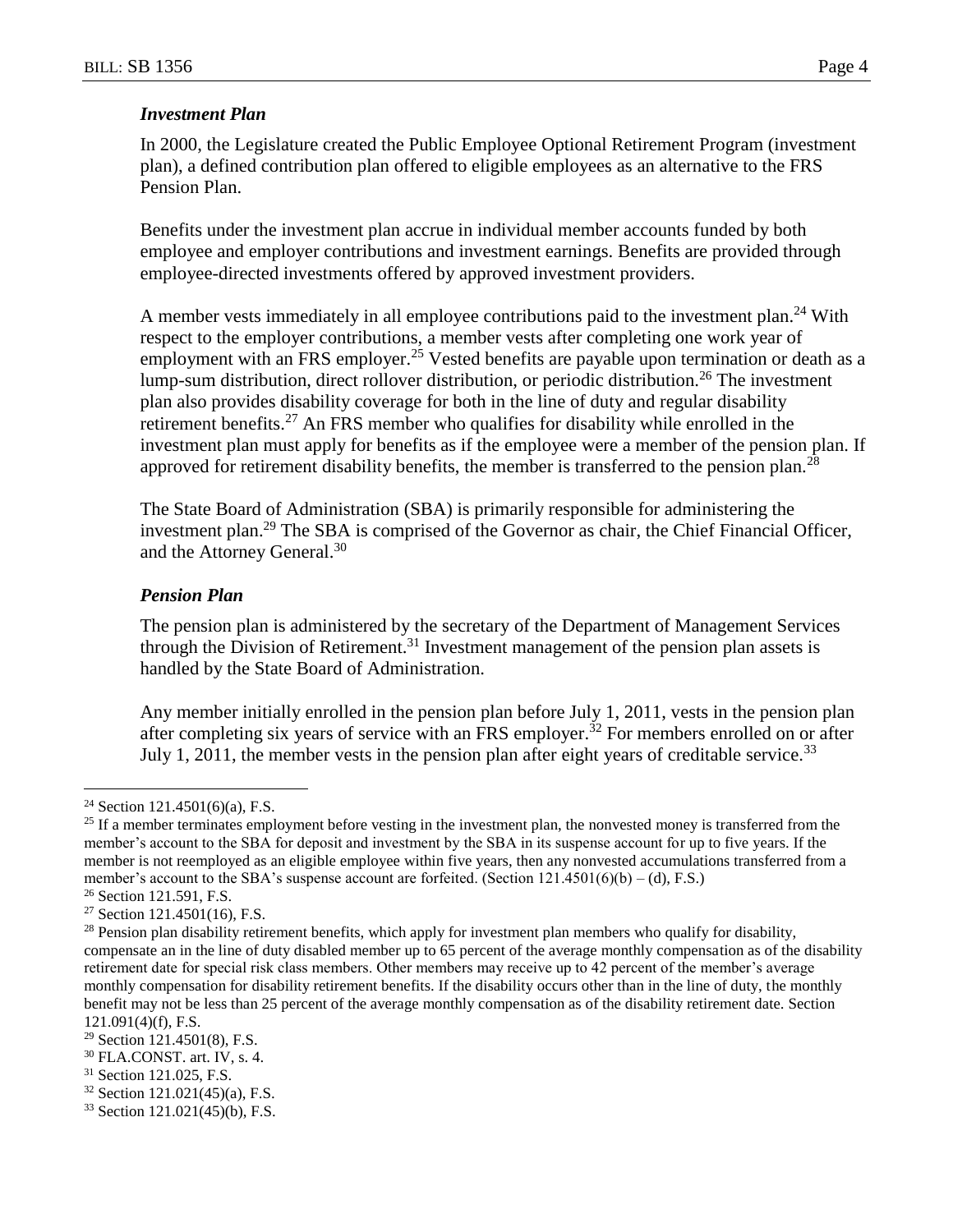### *Investment Plan*

In 2000, the Legislature created the Public Employee Optional Retirement Program (investment plan), a defined contribution plan offered to eligible employees as an alternative to the FRS Pension Plan.

Benefits under the investment plan accrue in individual member accounts funded by both employee and employer contributions and investment earnings. Benefits are provided through employee-directed investments offered by approved investment providers.

A member vests immediately in all employee contributions paid to the investment plan.[24] With respect to the employer contributions, a member vests after completing one work year of employment with an FRS employer.[25] Vested benefits are payable upon termination or death as a lump-sum distribution, direct rollover distribution, or periodic distribution.[26] The investment plan also provides disability coverage for both in the line of duty and regular disability retirement benefits.[27] An FRS member who qualifies for disability while enrolled in the investment plan must apply for benefits as if the employee were a member of the pension plan. If approved for retirement disability benefits, the member is transferred to the pension plan.[28]

The State Board of Administration (SBA) is primarily responsible for administering the investment plan.[29] The SBA is comprised of the Governor as chair, the Chief Financial Officer, and the Attorney General.[30]

### *Pension Plan*

The pension plan is administered by the secretary of the Department of Management Services through the Division of Retirement.[31] Investment management of the pension plan assets is handled by the State Board of Administration.

Any member initially enrolled in the pension plan before July 1, 2011, vests in the pension plan after completing six years of service with an FRS employer.[32] For members enrolled on or after July 1, 2011, the member vests in the pension plan after eight years of creditable service.[33]

---

[24] Section 121.4501(6)(a), F.S.

[25] If a member terminates employment before vesting in the investment plan, the nonvested money is transferred from the member's account to the SBA for deposit and investment by the SBA in its suspense account for up to five years. If the member is not reemployed as an eligible employee within five years, then any nonvested accumulations transferred from a member's account to the SBA's suspense account are forfeited. (Section 121.4501(6)(b) – (d), F.S.)

[26] Section 121.591, F.S.

[27] Section 121.4501(16), F.S.

[28] Pension plan disability retirement benefits, which apply for investment plan members who qualify for disability, compensate an in the line of duty disabled member up to 65 percent of the average monthly compensation as of the disability retirement date for special risk class members. Other members may receive up to 42 percent of the member's average monthly compensation for disability retirement benefits. If the disability occurs other than in the line of duty, the monthly benefit may not be less than 25 percent of the average monthly compensation as of the disability retirement date. Section 121.091(4)(f), F.S.

[29] Section 121.4501(8), F.S.

[30] FLA.CONST. art. IV, s. 4.

[31] Section 121.025, F.S.

[32] Section 121.021(45)(a), F.S.

[33] Section 121.021(45)(b), F.S.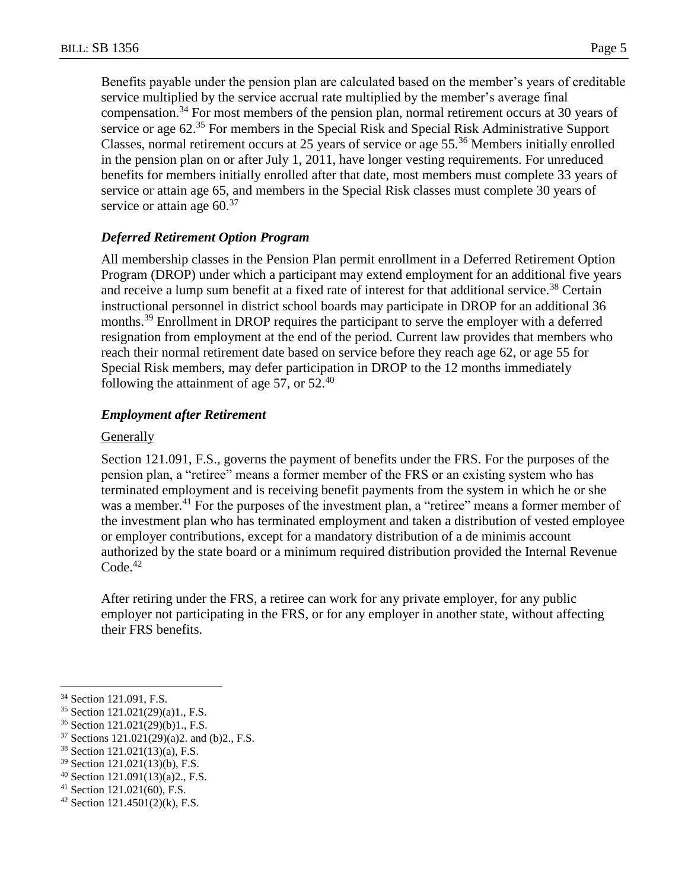Benefits payable under the pension plan are calculated based on the member's years of creditable service multiplied by the service accrual rate multiplied by the member's average final compensation.[34] For most members of the pension plan, normal retirement occurs at 30 years of service or age 62.[35] For members in the Special Risk and Special Risk Administrative Support Classes, normal retirement occurs at 25 years of service or age 55.[36] Members initially enrolled in the pension plan on or after July 1, 2011, have longer vesting requirements. For unreduced benefits for members initially enrolled after that date, most members must complete 33 years of service or attain age 65, and members in the Special Risk classes must complete 30 years of service or attain age 60.[37]

### *Deferred Retirement Option Program*

All membership classes in the Pension Plan permit enrollment in a Deferred Retirement Option Program (DROP) under which a participant may extend employment for an additional five years and receive a lump sum benefit at a fixed rate of interest for that additional service.[38] Certain instructional personnel in district school boards may participate in DROP for an additional 36 months.[39] Enrollment in DROP requires the participant to serve the employer with a deferred resignation from employment at the end of the period. Current law provides that members who reach their normal retirement date based on service before they reach age 62, or age 55 for Special Risk members, may defer participation in DROP to the 12 months immediately following the attainment of age 57, or 52.[40]

### *Employment after Retirement*

#### Generally

Section 121.091, F.S., governs the payment of benefits under the FRS. For the purposes of the pension plan, a "retiree" means a former member of the FRS or an existing system who has terminated employment and is receiving benefit payments from the system in which he or she was a member.[41] For the purposes of the investment plan, a "retiree" means a former member of the investment plan who has terminated employment and taken a distribution of vested employee or employer contributions, except for a mandatory distribution of a de minimis account authorized by the state board or a minimum required distribution provided the Internal Revenue Code.[42]

After retiring under the FRS, a retiree can work for any private employer, for any public employer not participating in the FRS, or for any employer in another state, without affecting their FRS benefits.

---

[34] Section 121.091, F.S.

[35] Section 121.021(29)(a)1., F.S.

[36] Section 121.021(29)(b)1., F.S.

[37] Sections 121.021(29)(a)2. and (b)2., F.S.

[38] Section 121.021(13)(a), F.S.

[39] Section 121.021(13)(b), F.S.

[40] Section 121.091(13)(a)2., F.S.

[41] Section 121.021(60), F.S.

[42] Section 121.4501(2)(k), F.S.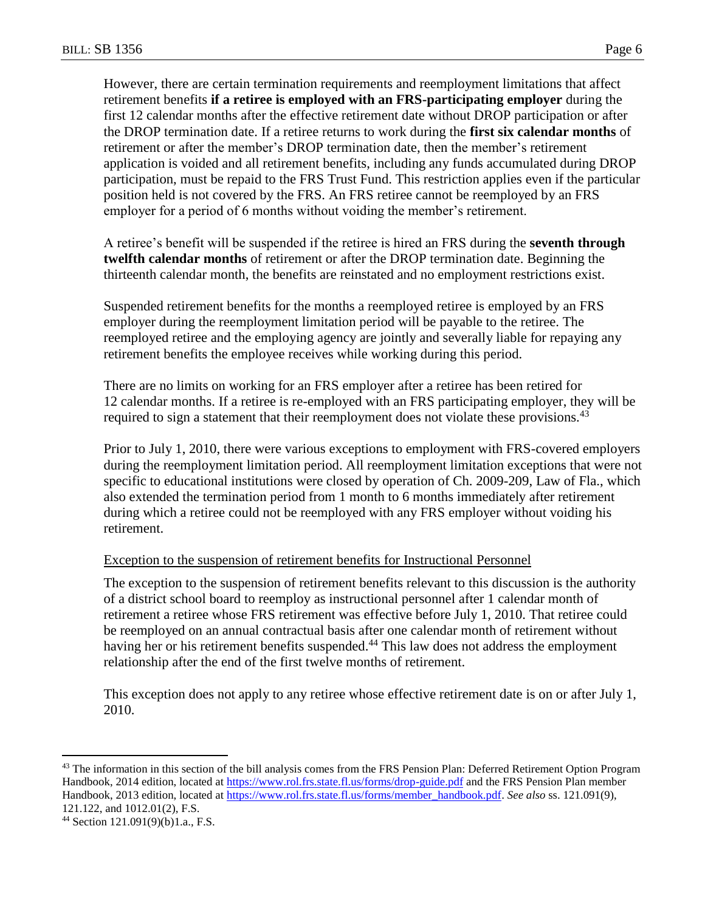However, there are certain termination requirements and reemployment limitations that affect retirement benefits **if a retiree is employed with an FRS-participating employer** during the first 12 calendar months after the effective retirement date without DROP participation or after the DROP termination date. If a retiree returns to work during the **first six calendar months** of retirement or after the member's DROP termination date, then the member's retirement application is voided and all retirement benefits, including any funds accumulated during DROP participation, must be repaid to the FRS Trust Fund. This restriction applies even if the particular position held is not covered by the FRS. An FRS retiree cannot be reemployed by an FRS employer for a period of 6 months without voiding the member's retirement.

A retiree's benefit will be suspended if the retiree is hired an FRS during the **seventh through twelfth calendar months** of retirement or after the DROP termination date. Beginning the thirteenth calendar month, the benefits are reinstated and no employment restrictions exist.

Suspended retirement benefits for the months a reemployed retiree is employed by an FRS employer during the reemployment limitation period will be payable to the retiree. The reemployed retiree and the employing agency are jointly and severally liable for repaying any retirement benefits the employee receives while working during this period.

There are no limits on working for an FRS employer after a retiree has been retired for 12 calendar months. If a retiree is re-employed with an FRS participating employer, they will be required to sign a statement that their reemployment does not violate these provisions.[43]

Prior to July 1, 2010, there were various exceptions to employment with FRS-covered employers during the reemployment limitation period. All reemployment limitation exceptions that were not specific to educational institutions were closed by operation of Ch. 2009-209, Law of Fla., which also extended the termination period from 1 month to 6 months immediately after retirement during which a retiree could not be reemployed with any FRS employer without voiding his retirement.

Exception to the suspension of retirement benefits for Instructional Personnel

The exception to the suspension of retirement benefits relevant to this discussion is the authority of a district school board to reemploy as instructional personnel after 1 calendar month of retirement a retiree whose FRS retirement was effective before July 1, 2010. That retiree could be reemployed on an annual contractual basis after one calendar month of retirement without having her or his retirement benefits suspended.[44] This law does not address the employment relationship after the end of the first twelve months of retirement.

This exception does not apply to any retiree whose effective retirement date is on or after July 1, 2010.

---

[43] The information in this section of the bill analysis comes from the FRS Pension Plan: Deferred Retirement Option Program Handbook, 2014 edition, located at https://www.rol.frs.state.fl.us/forms/drop-guide.pdf and the FRS Pension Plan member Handbook, 2013 edition, located at https://www.rol.frs.state.fl.us/forms/member_handbook.pdf. *See also* ss. 121.091(9), 121.122, and 1012.01(2), F.S.

[44] Section 121.091(9)(b)1.a., F.S.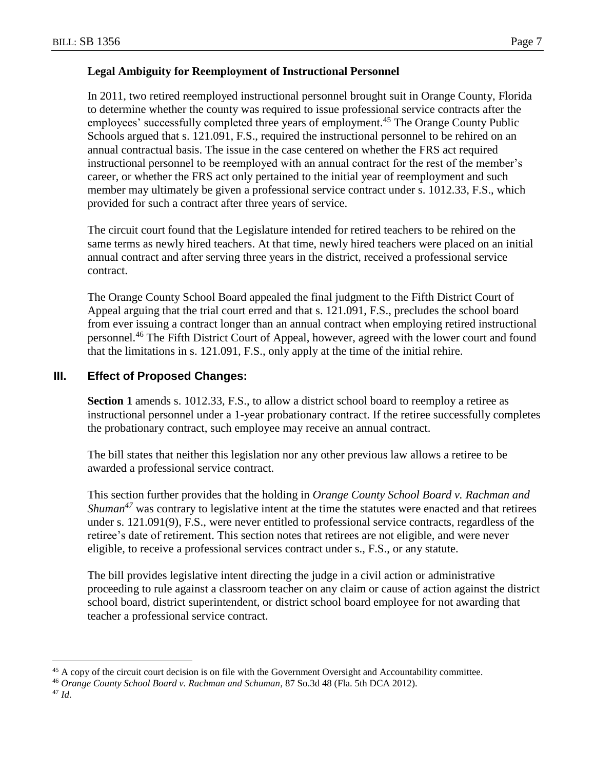**Legal Ambiguity for Reemployment of Instructional Personnel**

In 2011, two retired reemployed instructional personnel brought suit in Orange County, Florida to determine whether the county was required to issue professional service contracts after the employees' successfully completed three years of employment.[45] The Orange County Public Schools argued that s. 121.091, F.S., required the instructional personnel to be rehired on an annual contractual basis. The issue in the case centered on whether the FRS act required instructional personnel to be reemployed with an annual contract for the rest of the member's career, or whether the FRS act only pertained to the initial year of reemployment and such member may ultimately be given a professional service contract under s. 1012.33, F.S., which provided for such a contract after three years of service.

The circuit court found that the Legislature intended for retired teachers to be rehired on the same terms as newly hired teachers. At that time, newly hired teachers were placed on an initial annual contract and after serving three years in the district, received a professional service contract.

The Orange County School Board appealed the final judgment to the Fifth District Court of Appeal arguing that the trial court erred and that s. 121.091, F.S., precludes the school board from ever issuing a contract longer than an annual contract when employing retired instructional personnel.[46] The Fifth District Court of Appeal, however, agreed with the lower court and found that the limitations in s. 121.091, F.S., only apply at the time of the initial rehire.

## III. Effect of Proposed Changes:

**Section 1** amends s. 1012.33, F.S., to allow a district school board to reemploy a retiree as instructional personnel under a 1-year probationary contract. If the retiree successfully completes the probationary contract, such employee may receive an annual contract.

The bill states that neither this legislation nor any other previous law allows a retiree to be awarded a professional service contract.

This section further provides that the holding in *Orange County School Board v. Rachman and Shuman*[47] was contrary to legislative intent at the time the statutes were enacted and that retirees under s. 121.091(9), F.S., were never entitled to professional service contracts, regardless of the retiree's date of retirement. This section notes that retirees are not eligible, and were never eligible, to receive a professional services contract under s., F.S., or any statute.

The bill provides legislative intent directing the judge in a civil action or administrative proceeding to rule against a classroom teacher on any claim or cause of action against the district school board, district superintendent, or district school board employee for not awarding that teacher a professional service contract.

---

[45] A copy of the circuit court decision is on file with the Government Oversight and Accountability committee.

[46] *Orange County School Board v. Rachman and Schuman*, 87 So.3d 48 (Fla. 5th DCA 2012).

[47] *Id.*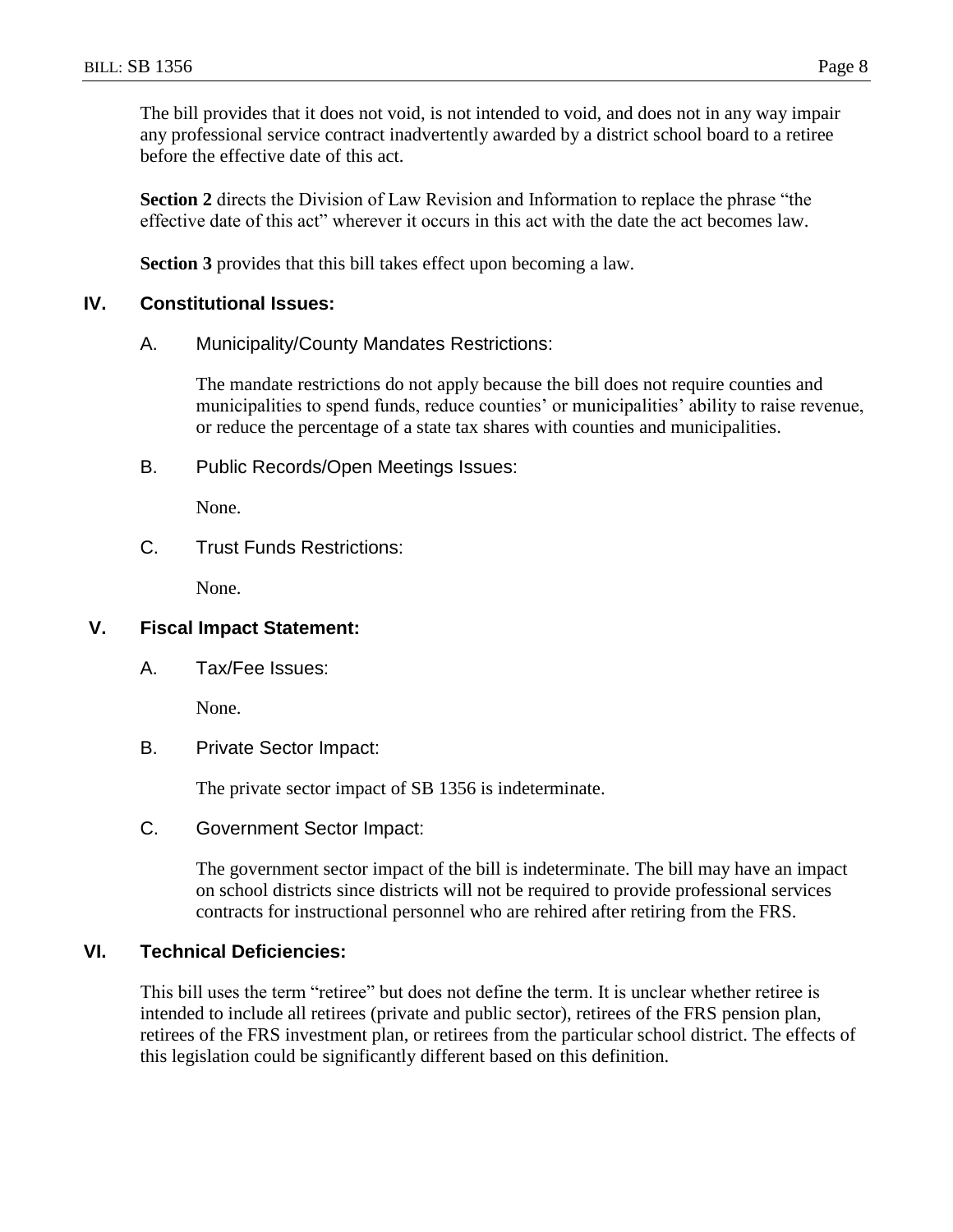The bill provides that it does not void, is not intended to void, and does not in any way impair any professional service contract inadvertently awarded by a district school board to a retiree before the effective date of this act.

**Section 2** directs the Division of Law Revision and Information to replace the phrase "the effective date of this act" wherever it occurs in this act with the date the act becomes law.

**Section 3** provides that this bill takes effect upon becoming a law.

## IV. Constitutional Issues:

### A. Municipality/County Mandates Restrictions:

The mandate restrictions do not apply because the bill does not require counties and municipalities to spend funds, reduce counties' or municipalities' ability to raise revenue, or reduce the percentage of a state tax shares with counties and municipalities.

### B. Public Records/Open Meetings Issues:

None.

### C. Trust Funds Restrictions:

None.

## V. Fiscal Impact Statement:

### A. Tax/Fee Issues:

None.

### B. Private Sector Impact:

The private sector impact of SB 1356 is indeterminate.

### C. Government Sector Impact:

The government sector impact of the bill is indeterminate. The bill may have an impact on school districts since districts will not be required to provide professional services contracts for instructional personnel who are rehired after retiring from the FRS.

## VI. Technical Deficiencies:

This bill uses the term "retiree" but does not define the term. It is unclear whether retiree is intended to include all retirees (private and public sector), retirees of the FRS pension plan, retirees of the FRS investment plan, or retirees from the particular school district. The effects of this legislation could be significantly different based on this definition.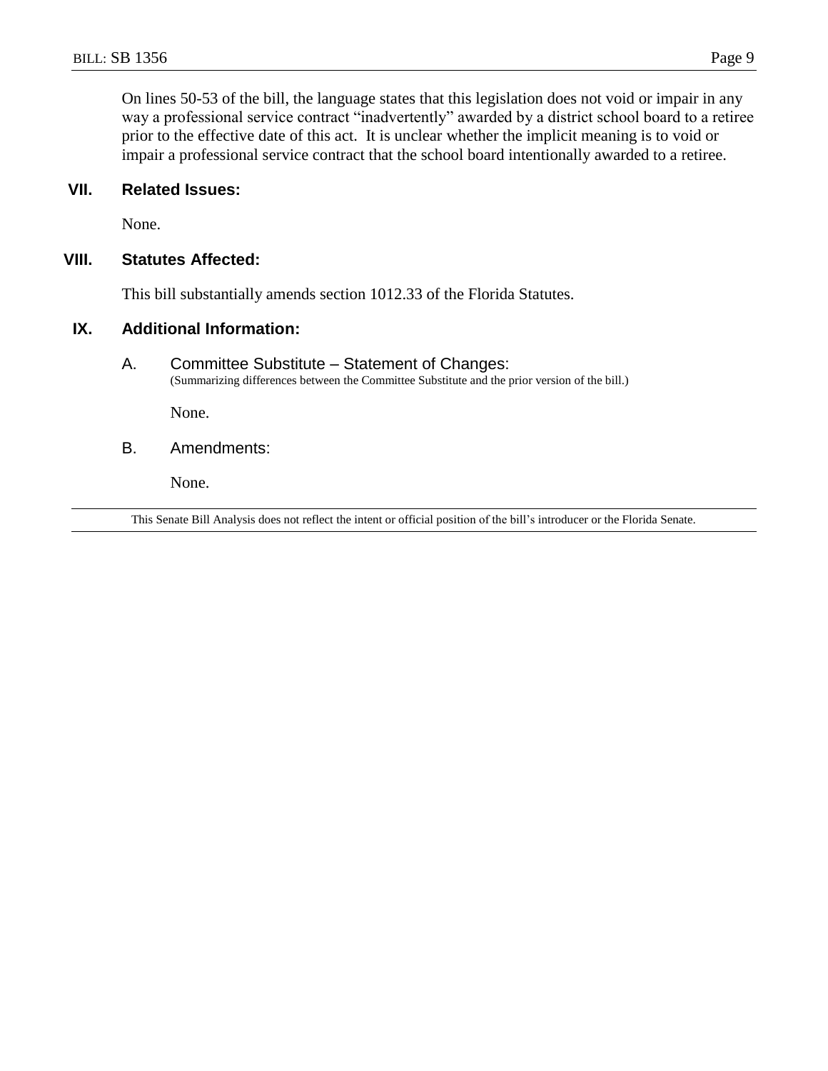On lines 50-53 of the bill, the language states that this legislation does not void or impair in any way a professional service contract "inadvertently" awarded by a district school board to a retiree prior to the effective date of this act. It is unclear whether the implicit meaning is to void or impair a professional service contract that the school board intentionally awarded to a retiree.

## VII. Related Issues:

None.

## VIII. Statutes Affected:

This bill substantially amends section 1012.33 of the Florida Statutes.

## IX. Additional Information:

### A. Committee Substitute – Statement of Changes:

(Summarizing differences between the Committee Substitute and the prior version of the bill.)

None.

### B. Amendments:

None.

This Senate Bill Analysis does not reflect the intent or official position of the bill's introducer or the Florida Senate.